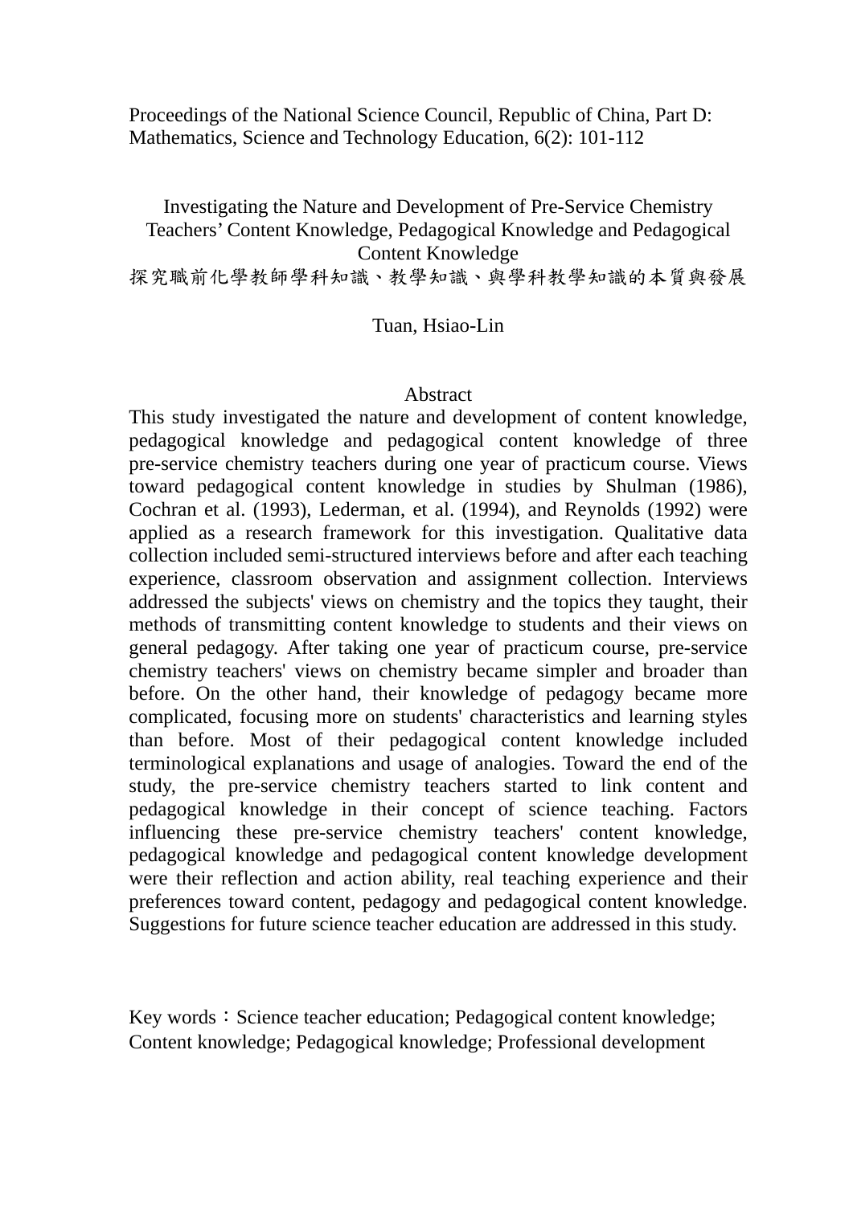Proceedings of the National Science Council, Republic of China, Part D: Mathematics, Science and Technology Education, 6(2): 101-112

# Investigating the Nature and Development of Pre-Service Chemistry Teachers' Content Knowledge, Pedagogical Knowledge and Pedagogical Content Knowledge

# 探究職前化學教師學科知識、教學知識、與學科教學知識的本質與發展

Tuan, Hsiao-Lin

## Abstract

This study investigated the nature and development of content knowledge, pedagogical knowledge and pedagogical content knowledge of three pre-service chemistry teachers during one year of practicum course. Views toward pedagogical content knowledge in studies by Shulman (1986), Cochran et al. (1993), Lederman, et al. (1994), and Reynolds (1992) were applied as a research framework for this investigation. Qualitative data collection included semi-structured interviews before and after each teaching experience, classroom observation and assignment collection. Interviews addressed the subjects' views on chemistry and the topics they taught, their methods of transmitting content knowledge to students and their views on general pedagogy. After taking one year of practicum course, pre-service chemistry teachers' views on chemistry became simpler and broader than before. On the other hand, their knowledge of pedagogy became more complicated, focusing more on students' characteristics and learning styles than before. Most of their pedagogical content knowledge included terminological explanations and usage of analogies. Toward the end of the study, the pre-service chemistry teachers started to link content and pedagogical knowledge in their concept of science teaching. Factors influencing these pre-service chemistry teachers' content knowledge, pedagogical knowledge and pedagogical content knowledge development were their reflection and action ability, real teaching experience and their preferences toward content, pedagogy and pedagogical content knowledge. Suggestions for future science teacher education are addressed in this study.

Key words：Science teacher education; Pedagogical content knowledge; Content knowledge; Pedagogical knowledge; Professional development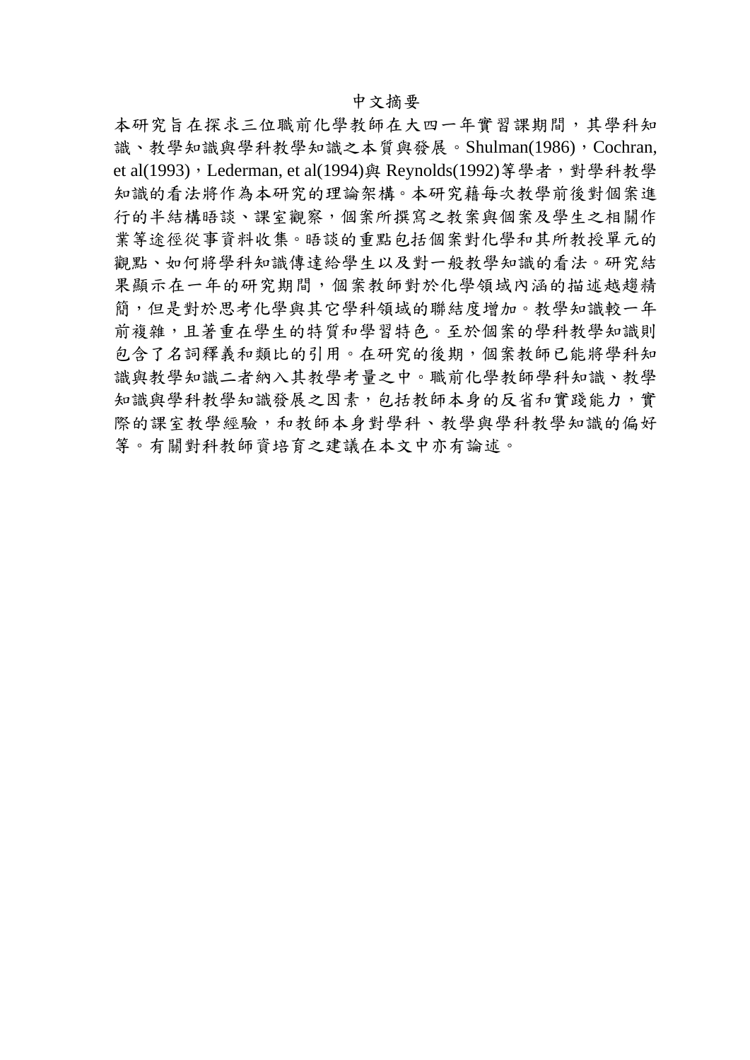# 中文摘要

本研究旨在探求三位職前化學教師在大四一年實習課期間，其學科知識、教學知識與學科教學知識之本質與發展。Shulman(1986)，Cochran, et al(1993)，Lederman, et al(1994)與 Reynolds(1992)等學者，對學科教學知識的看法將作為本研究的理論架構。本研究藉每次教學前後對個案進行的半結構晤談、課室觀察，個案所撰寫之教案與個案及學生之相關作業等途徑從事資料收集。晤談的重點包括個案對化學和其所教授單元的觀點、如何將學科知識傳達給學生以及對一般教學知識的看法。研究結果顯示在一年的研究期間，個案教師對於化學領域內涵的描述越趨精簡，但是對於思考化學與其它學科領域的聯結度增加。教學知識較一年前複雜，且著重在學生的特質和學習特色。至於個案的學科教學知識則包含了名詞釋義和類比的引用。在研究的後期，個案教師已能將學科知識與教學知識二者納入其教學考量之中。職前化學教師學科知識、教學知識與學科教學知識發展之因素，包括教師本身的反省和實踐能力，實際的課室教學經驗，和教師本身對學科、教學與學科教學知識的偏好等。有關對科教師資培育之建議在本文中亦有論述。